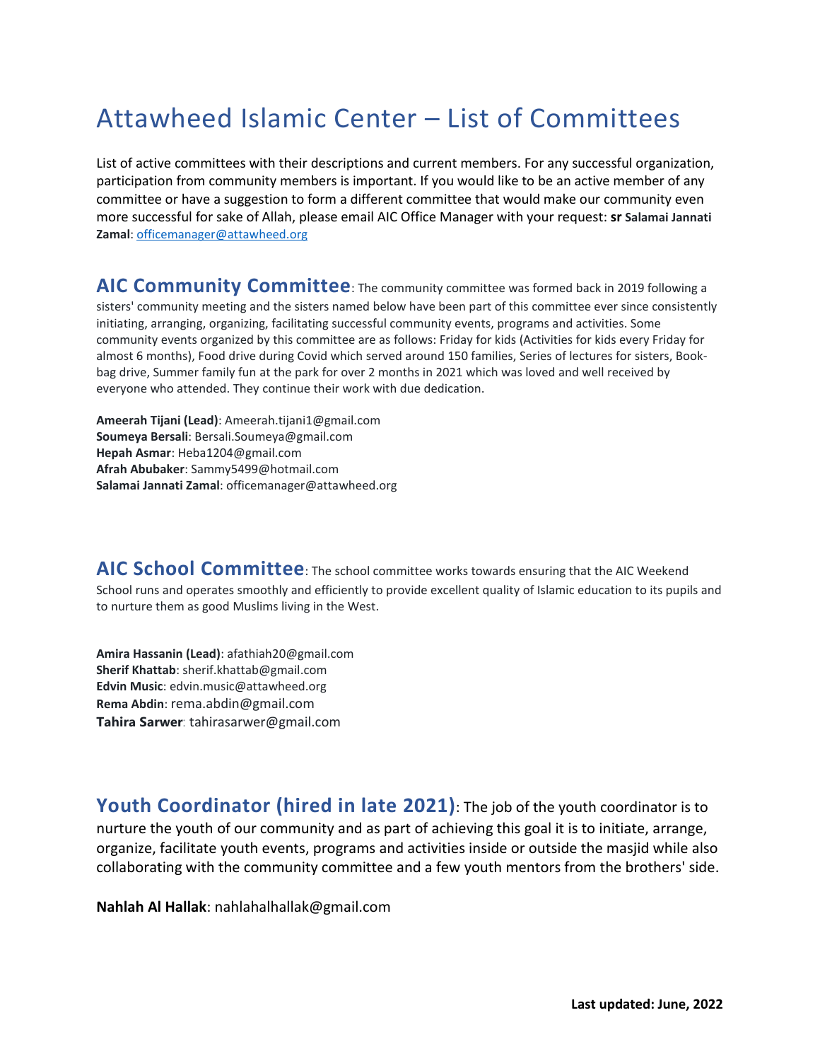# Attawheed Islamic Center – List of Committees

List of active committees with their descriptions and current members. For any successful organization, participation from community members is important. If you would like to be an active member of any committee or have a suggestion to form a different committee that would make our community even more successful for sake of Allah, please email AIC Office Manager with your request: **sr Salamai Jannati Zamal**: officemanager@attawheed.org

## AIC Community Committee

The community committee was formed back in 2019 following a sisters' community meeting and the sisters named below have been part of this committee ever since consistently initiating, arranging, organizing, facilitating successful community events, programs and activities. Some community events organized by this committee are as follows: Friday for kids (Activities for kids every Friday for almost 6 months), Food drive during Covid which served around 150 families, Series of lectures for sisters, Book-bag drive, Summer family fun at the park for over 2 months in 2021 which was loved and well received by everyone who attended. They continue their work with due dedication.

**Ameerah Tijani (Lead)**: Ameerah.tijani1@gmail.com
**Soumeya Bersali**: Bersali.Soumeya@gmail.com
**Hepah Asmar**: Heba1204@gmail.com
**Afrah Abubaker**: Sammy5499@hotmail.com
**Salamai Jannati Zamal**: officemanager@attawheed.org

## AIC School Committee

The school committee works towards ensuring that the AIC Weekend School runs and operates smoothly and efficiently to provide excellent quality of Islamic education to its pupils and to nurture them as good Muslims living in the West.

**Amira Hassanin (Lead)**: afathiah20@gmail.com
**Sherif Khattab**: sherif.khattab@gmail.com
**Edvin Music**: edvin.music@attawheed.org
**Rema Abdin**: rema.abdin@gmail.com
**Tahira Sarwer**: tahirasarwer@gmail.com

## Youth Coordinator (hired in late 2021)

The job of the youth coordinator is to nurture the youth of our community and as part of achieving this goal it is to initiate, arrange, organize, facilitate youth events, programs and activities inside or outside the masjid while also collaborating with the community committee and a few youth mentors from the brothers' side.

**Nahlah Al Hallak**: nahlahalhallak@gmail.com

**Last updated: June, 2022**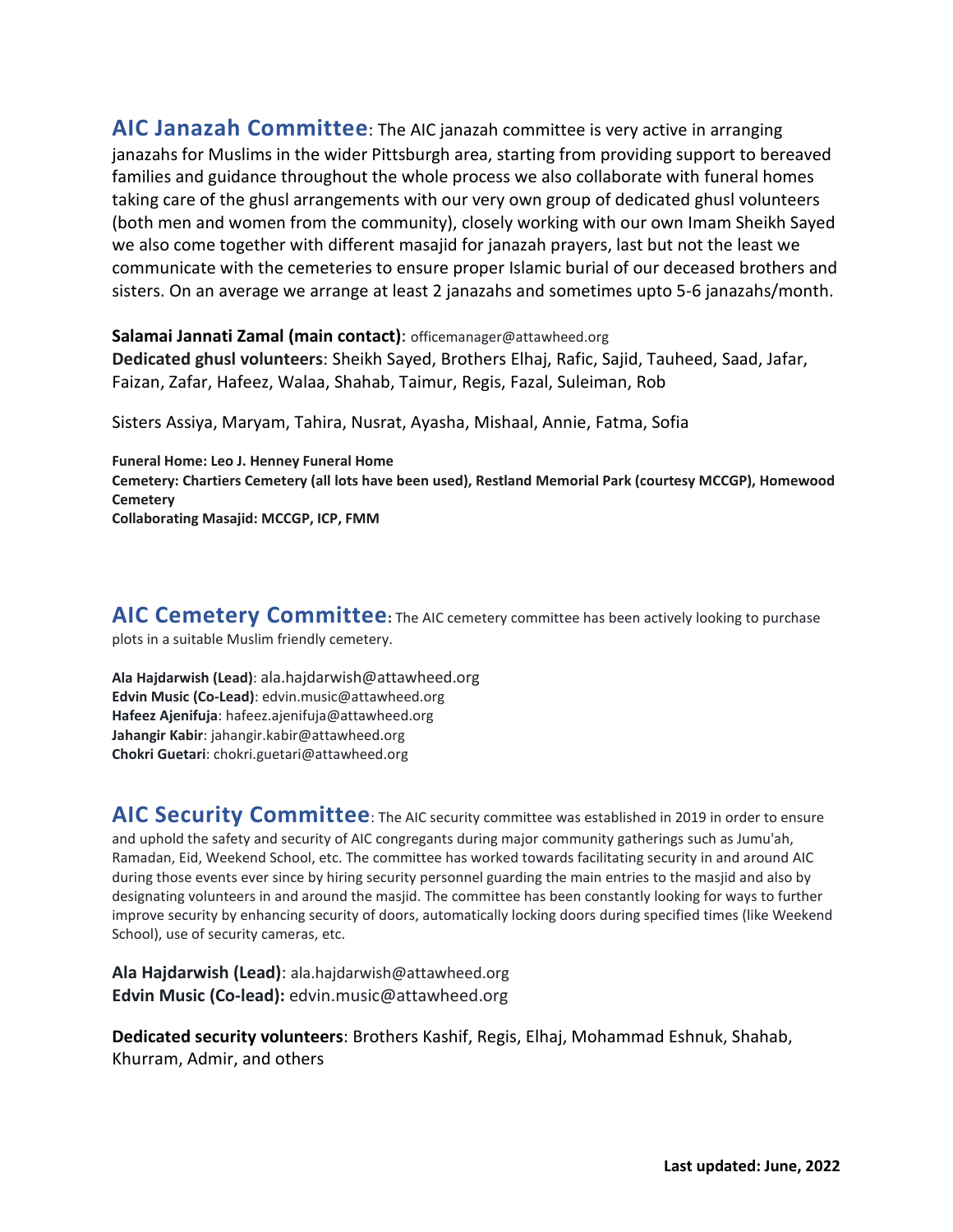**AIC Janazah Committee**: The AIC janazah committee is very active in arranging janazahs for Muslims in the wider Pittsburgh area, starting from providing support to bereaved families and guidance throughout the whole process we also collaborate with funeral homes taking care of the ghusl arrangements with our very own group of dedicated ghusl volunteers (both men and women from the community), closely working with our own Imam Sheikh Sayed we also come together with different masajid for janazah prayers, last but not the least we communicate with the cemeteries to ensure proper Islamic burial of our deceased brothers and sisters. On an average we arrange at least 2 janazahs and sometimes upto 5-6 janazahs/month.

**Salamai Jannati Zamal (main contact)**: officemanager@attawheed.org
**Dedicated ghusl volunteers**: Sheikh Sayed, Brothers Elhaj, Rafic, Sajid, Tauheed, Saad, Jafar, Faizan, Zafar, Hafeez, Walaa, Shahab, Taimur, Regis, Fazal, Suleiman, Rob

Sisters Assiya, Maryam, Tahira, Nusrat, Ayasha, Mishaal, Annie, Fatma, Sofia

**Funeral Home: Leo J. Henney Funeral Home**
**Cemetery: Chartiers Cemetery (all lots have been used), Restland Memorial Park (courtesy MCCGP), Homewood Cemetery**
**Collaborating Masajid: MCCGP, ICP, FMM**

**AIC Cemetery Committee**: The AIC cemetery committee has been actively looking to purchase plots in a suitable Muslim friendly cemetery.

**Ala Hajdarwish (Lead)**: ala.hajdarwish@attawheed.org
**Edvin Music (Co-Lead)**: edvin.music@attawheed.org
**Hafeez Ajenifuja**: hafeez.ajenifuja@attawheed.org
**Jahangir Kabir**: jahangir.kabir@attawheed.org
**Chokri Guetari**: chokri.guetari@attawheed.org

**AIC Security Committee**: The AIC security committee was established in 2019 in order to ensure and uphold the safety and security of AIC congregants during major community gatherings such as Jumu'ah, Ramadan, Eid, Weekend School, etc. The committee has worked towards facilitating security in and around AIC during those events ever since by hiring security personnel guarding the main entries to the masjid and also by designating volunteers in and around the masjid. The committee has been constantly looking for ways to further improve security by enhancing security of doors, automatically locking doors during specified times (like Weekend School), use of security cameras, etc.

**Ala Hajdarwish (Lead)**: ala.hajdarwish@attawheed.org
**Edvin Music (Co-lead):** edvin.music@attawheed.org

**Dedicated security volunteers**: Brothers Kashif, Regis, Elhaj, Mohammad Eshnuk, Shahab, Khurram, Admir, and others

**Last updated: June, 2022**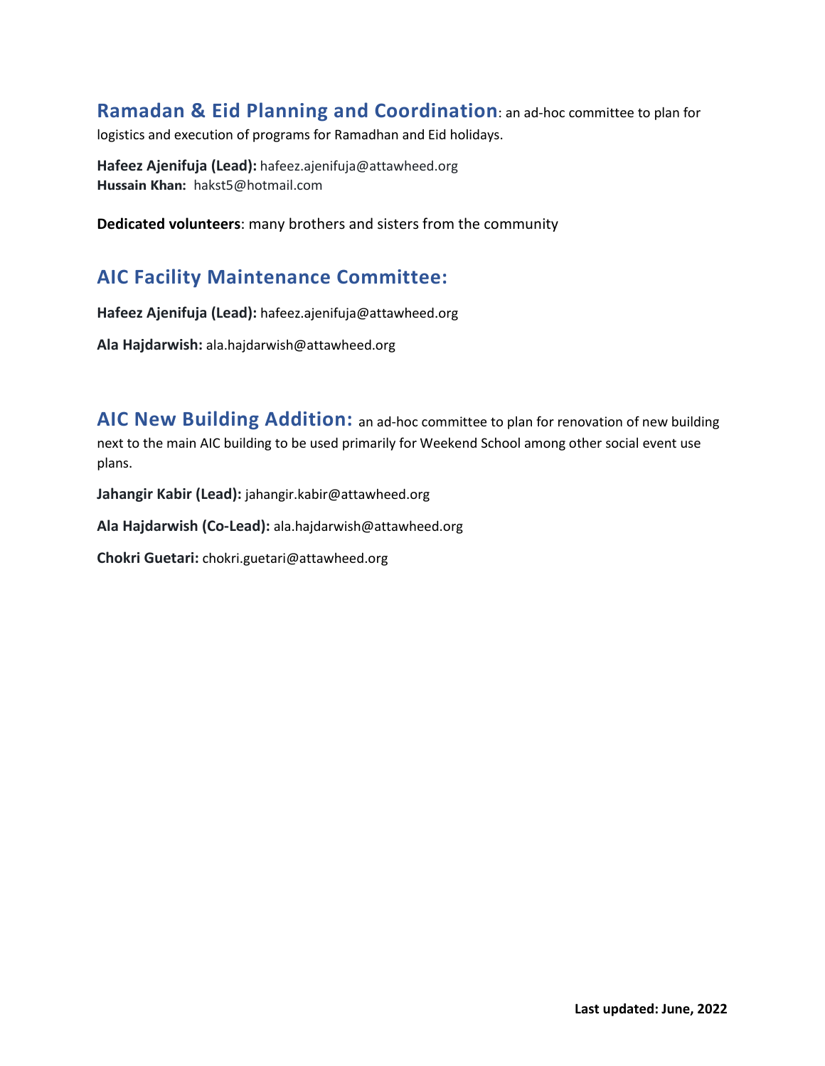## Ramadan & Eid Planning and Coordination

: an ad-hoc committee to plan for logistics and execution of programs for Ramadhan and Eid holidays.

**Hafeez Ajenifuja (Lead):** hafeez.ajenifuja@attawheed.org
**Hussain Khan:** hakst5@hotmail.com

**Dedicated volunteers**: many brothers and sisters from the community

## AIC Facility Maintenance Committee:

**Hafeez Ajenifuja (Lead):** hafeez.ajenifuja@attawheed.org

**Ala Hajdarwish:** ala.hajdarwish@attawheed.org

## AIC New Building Addition:

an ad-hoc committee to plan for renovation of new building next to the main AIC building to be used primarily for Weekend School among other social event use plans.

**Jahangir Kabir (Lead):** jahangir.kabir@attawheed.org

**Ala Hajdarwish (Co-Lead):** ala.hajdarwish@attawheed.org

**Chokri Guetari:** chokri.guetari@attawheed.org

**Last updated: June, 2022**